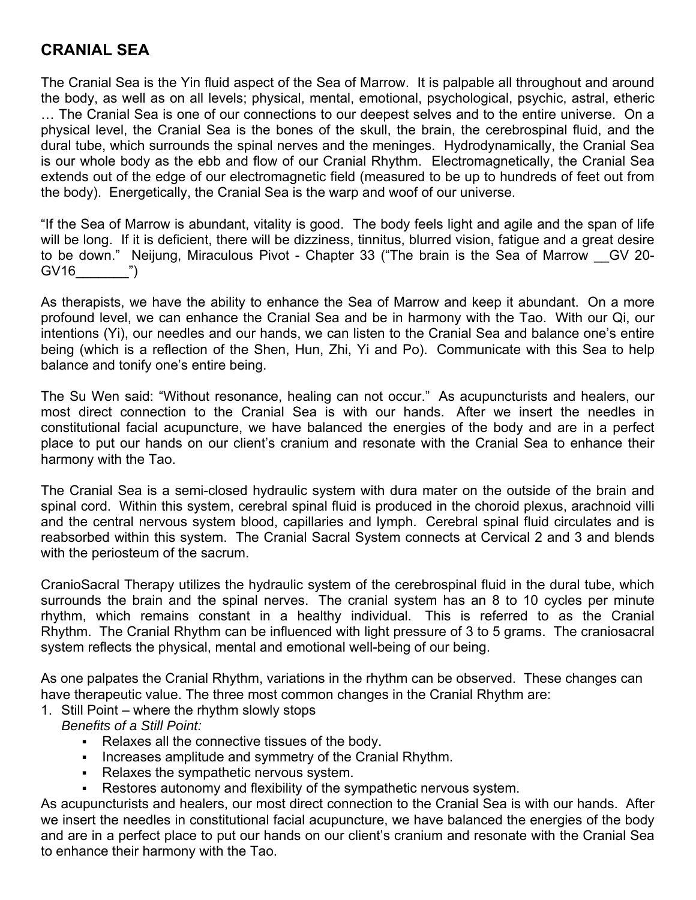# CRANIAL SEA

The Cranial Sea is the Yin fluid aspect of the Sea of Marrow. It is palpable all throughout and around the body, as well as on all levels; physical, mental, emotional, psychological, psychic, astral, etheric … The Cranial Sea is one of our connections to our deepest selves and to the entire universe. On a physical level, the Cranial Sea is the bones of the skull, the brain, the cerebrospinal fluid, and the dural tube, which surrounds the spinal nerves and the meninges. Hydrodynamically, the Cranial Sea is our whole body as the ebb and flow of our Cranial Rhythm. Electromagnetically, the Cranial Sea extends out of the edge of our electromagnetic field (measured to be up to hundreds of feet out from the body). Energetically, the Cranial Sea is the warp and woof of our universe.

"If the Sea of Marrow is abundant, vitality is good. The body feels light and agile and the span of life will be long. If it is deficient, there will be dizziness, tinnitus, blurred vision, fatigue and a great desire to be down." Neijung, Miraculous Pivot - Chapter 33 ("The brain is the Sea of Marrow __GV 20-GV16_______")

As therapists, we have the ability to enhance the Sea of Marrow and keep it abundant. On a more profound level, we can enhance the Cranial Sea and be in harmony with the Tao. With our Qi, our intentions (Yi), our needles and our hands, we can listen to the Cranial Sea and balance one's entire being (which is a reflection of the Shen, Hun, Zhi, Yi and Po). Communicate with this Sea to help balance and tonify one's entire being.

The Su Wen said: "Without resonance, healing can not occur." As acupuncturists and healers, our most direct connection to the Cranial Sea is with our hands. After we insert the needles in constitutional facial acupuncture, we have balanced the energies of the body and are in a perfect place to put our hands on our client's cranium and resonate with the Cranial Sea to enhance their harmony with the Tao.

The Cranial Sea is a semi-closed hydraulic system with dura mater on the outside of the brain and spinal cord. Within this system, cerebral spinal fluid is produced in the choroid plexus, arachnoid villi and the central nervous system blood, capillaries and lymph. Cerebral spinal fluid circulates and is reabsorbed within this system. The Cranial Sacral System connects at Cervical 2 and 3 and blends with the periosteum of the sacrum.

CranioSacral Therapy utilizes the hydraulic system of the cerebrospinal fluid in the dural tube, which surrounds the brain and the spinal nerves. The cranial system has an 8 to 10 cycles per minute rhythm, which remains constant in a healthy individual. This is referred to as the Cranial Rhythm. The Cranial Rhythm can be influenced with light pressure of 3 to 5 grams. The craniosacral system reflects the physical, mental and emotional well-being of our being.

As one palpates the Cranial Rhythm, variations in the rhythm can be observed. These changes can have therapeutic value. The three most common changes in the Cranial Rhythm are:

1. Still Point – where the rhythm slowly stops

   *Benefits of a Still Point:*
   - Relaxes all the connective tissues of the body.
   - Increases amplitude and symmetry of the Cranial Rhythm.
   - Relaxes the sympathetic nervous system.
   - Restores autonomy and flexibility of the sympathetic nervous system.

As acupuncturists and healers, our most direct connection to the Cranial Sea is with our hands. After we insert the needles in constitutional facial acupuncture, we have balanced the energies of the body and are in a perfect place to put our hands on our client's cranium and resonate with the Cranial Sea to enhance their harmony with the Tao.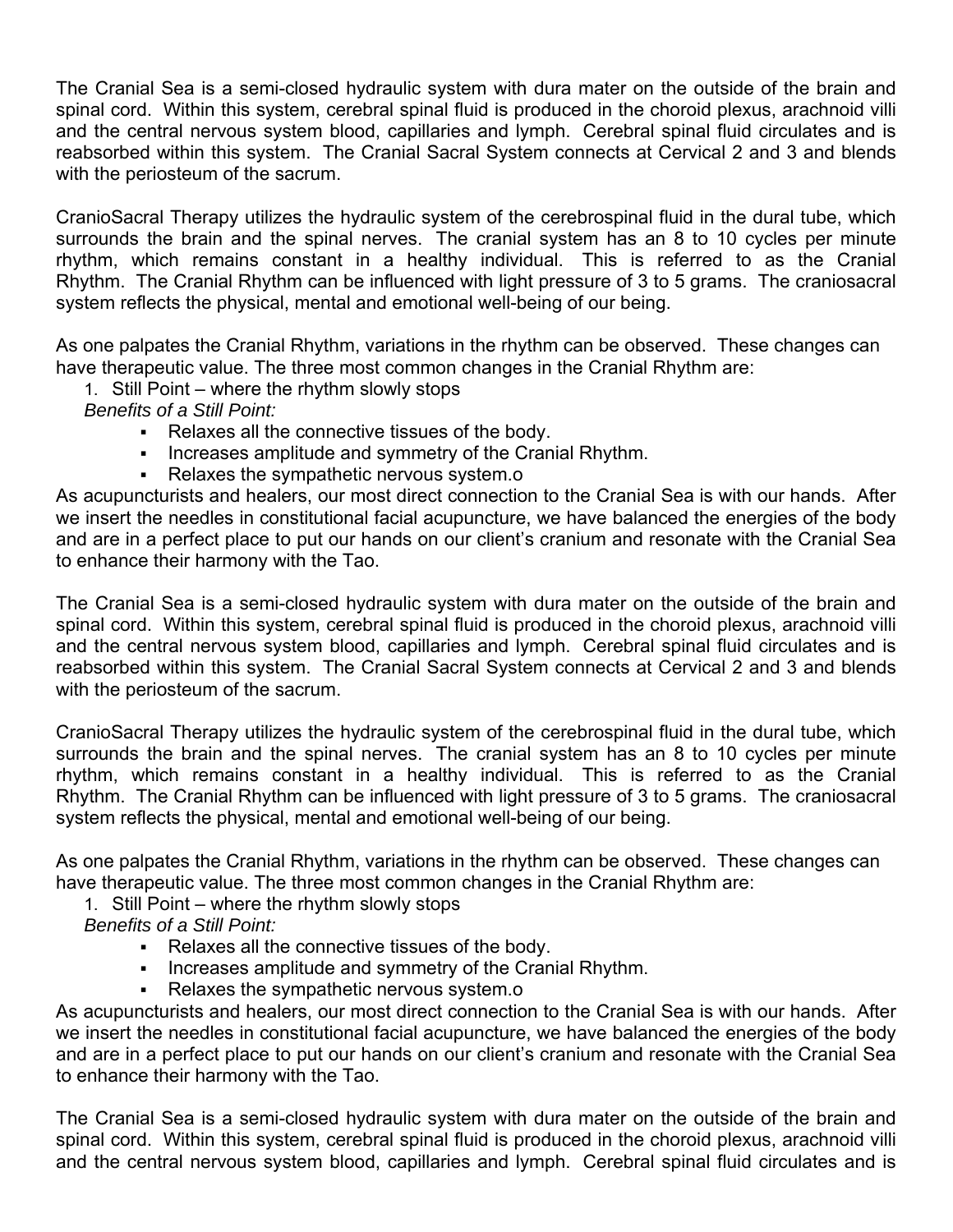The Cranial Sea is a semi-closed hydraulic system with dura mater on the outside of the brain and spinal cord. Within this system, cerebral spinal fluid is produced in the choroid plexus, arachnoid villi and the central nervous system blood, capillaries and lymph. Cerebral spinal fluid circulates and is reabsorbed within this system. The Cranial Sacral System connects at Cervical 2 and 3 and blends with the periosteum of the sacrum.

CranioSacral Therapy utilizes the hydraulic system of the cerebrospinal fluid in the dural tube, which surrounds the brain and the spinal nerves. The cranial system has an 8 to 10 cycles per minute rhythm, which remains constant in a healthy individual. This is referred to as the Cranial Rhythm. The Cranial Rhythm can be influenced with light pressure of 3 to 5 grams. The craniosacral system reflects the physical, mental and emotional well-being of our being.

As one palpates the Cranial Rhythm, variations in the rhythm can be observed. These changes can have therapeutic value. The three most common changes in the Cranial Rhythm are:

1. Still Point – where the rhythm slowly stops

*Benefits of a Still Point:*

- Relaxes all the connective tissues of the body.
- Increases amplitude and symmetry of the Cranial Rhythm.
- Relaxes the sympathetic nervous system.o

As acupuncturists and healers, our most direct connection to the Cranial Sea is with our hands. After we insert the needles in constitutional facial acupuncture, we have balanced the energies of the body and are in a perfect place to put our hands on our client's cranium and resonate with the Cranial Sea to enhance their harmony with the Tao.

The Cranial Sea is a semi-closed hydraulic system with dura mater on the outside of the brain and spinal cord. Within this system, cerebral spinal fluid is produced in the choroid plexus, arachnoid villi and the central nervous system blood, capillaries and lymph. Cerebral spinal fluid circulates and is reabsorbed within this system. The Cranial Sacral System connects at Cervical 2 and 3 and blends with the periosteum of the sacrum.

CranioSacral Therapy utilizes the hydraulic system of the cerebrospinal fluid in the dural tube, which surrounds the brain and the spinal nerves. The cranial system has an 8 to 10 cycles per minute rhythm, which remains constant in a healthy individual. This is referred to as the Cranial Rhythm. The Cranial Rhythm can be influenced with light pressure of 3 to 5 grams. The craniosacral system reflects the physical, mental and emotional well-being of our being.

As one palpates the Cranial Rhythm, variations in the rhythm can be observed. These changes can have therapeutic value. The three most common changes in the Cranial Rhythm are:

1. Still Point – where the rhythm slowly stops

*Benefits of a Still Point:*

- Relaxes all the connective tissues of the body.
- Increases amplitude and symmetry of the Cranial Rhythm.
- Relaxes the sympathetic nervous system.o

As acupuncturists and healers, our most direct connection to the Cranial Sea is with our hands. After we insert the needles in constitutional facial acupuncture, we have balanced the energies of the body and are in a perfect place to put our hands on our client's cranium and resonate with the Cranial Sea to enhance their harmony with the Tao.

The Cranial Sea is a semi-closed hydraulic system with dura mater on the outside of the brain and spinal cord. Within this system, cerebral spinal fluid is produced in the choroid plexus, arachnoid villi and the central nervous system blood, capillaries and lymph. Cerebral spinal fluid circulates and is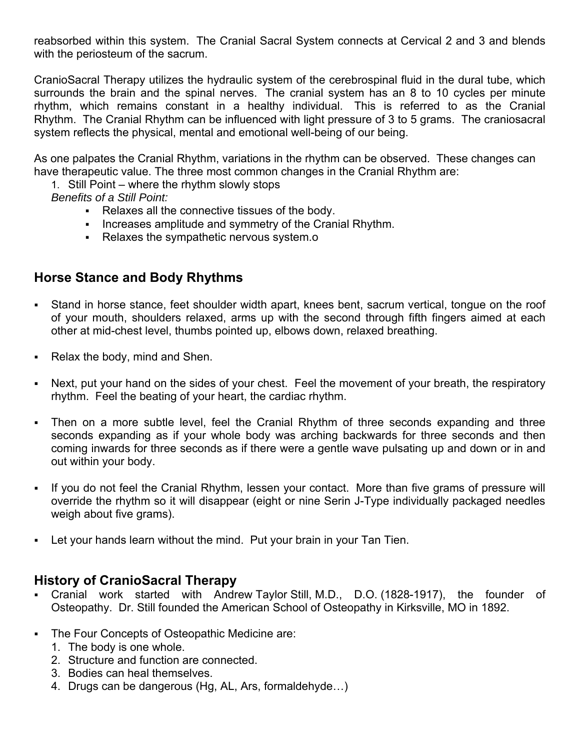reabsorbed within this system. The Cranial Sacral System connects at Cervical 2 and 3 and blends with the periosteum of the sacrum.

CranioSacral Therapy utilizes the hydraulic system of the cerebrospinal fluid in the dural tube, which surrounds the brain and the spinal nerves. The cranial system has an 8 to 10 cycles per minute rhythm, which remains constant in a healthy individual. This is referred to as the Cranial Rhythm. The Cranial Rhythm can be influenced with light pressure of 3 to 5 grams. The craniosacral system reflects the physical, mental and emotional well-being of our being.

As one palpates the Cranial Rhythm, variations in the rhythm can be observed. These changes can have therapeutic value. The three most common changes in the Cranial Rhythm are:

1. Still Point – where the rhythm slowly stops

*Benefits of a Still Point:*

- Relaxes all the connective tissues of the body.
- Increases amplitude and symmetry of the Cranial Rhythm.
- Relaxes the sympathetic nervous system.o

## Horse Stance and Body Rhythms

- Stand in horse stance, feet shoulder width apart, knees bent, sacrum vertical, tongue on the roof of your mouth, shoulders relaxed, arms up with the second through fifth fingers aimed at each other at mid-chest level, thumbs pointed up, elbows down, relaxed breathing.
- Relax the body, mind and Shen.
- Next, put your hand on the sides of your chest. Feel the movement of your breath, the respiratory rhythm. Feel the beating of your heart, the cardiac rhythm.
- Then on a more subtle level, feel the Cranial Rhythm of three seconds expanding and three seconds expanding as if your whole body was arching backwards for three seconds and then coming inwards for three seconds as if there were a gentle wave pulsating up and down or in and out within your body.
- If you do not feel the Cranial Rhythm, lessen your contact. More than five grams of pressure will override the rhythm so it will disappear (eight or nine Serin J-Type individually packaged needles weigh about five grams).
- Let your hands learn without the mind. Put your brain in your Tan Tien.

## History of CranioSacral Therapy

- Cranial work started with Andrew Taylor Still, M.D., D.O. (1828-1917), the founder of Osteopathy. Dr. Still founded the American School of Osteopathy in Kirksville, MO in 1892.
- The Four Concepts of Osteopathic Medicine are:
  1. The body is one whole.
  2. Structure and function are connected.
  3. Bodies can heal themselves.
  4. Drugs can be dangerous (Hg, AL, Ars, formaldehyde…)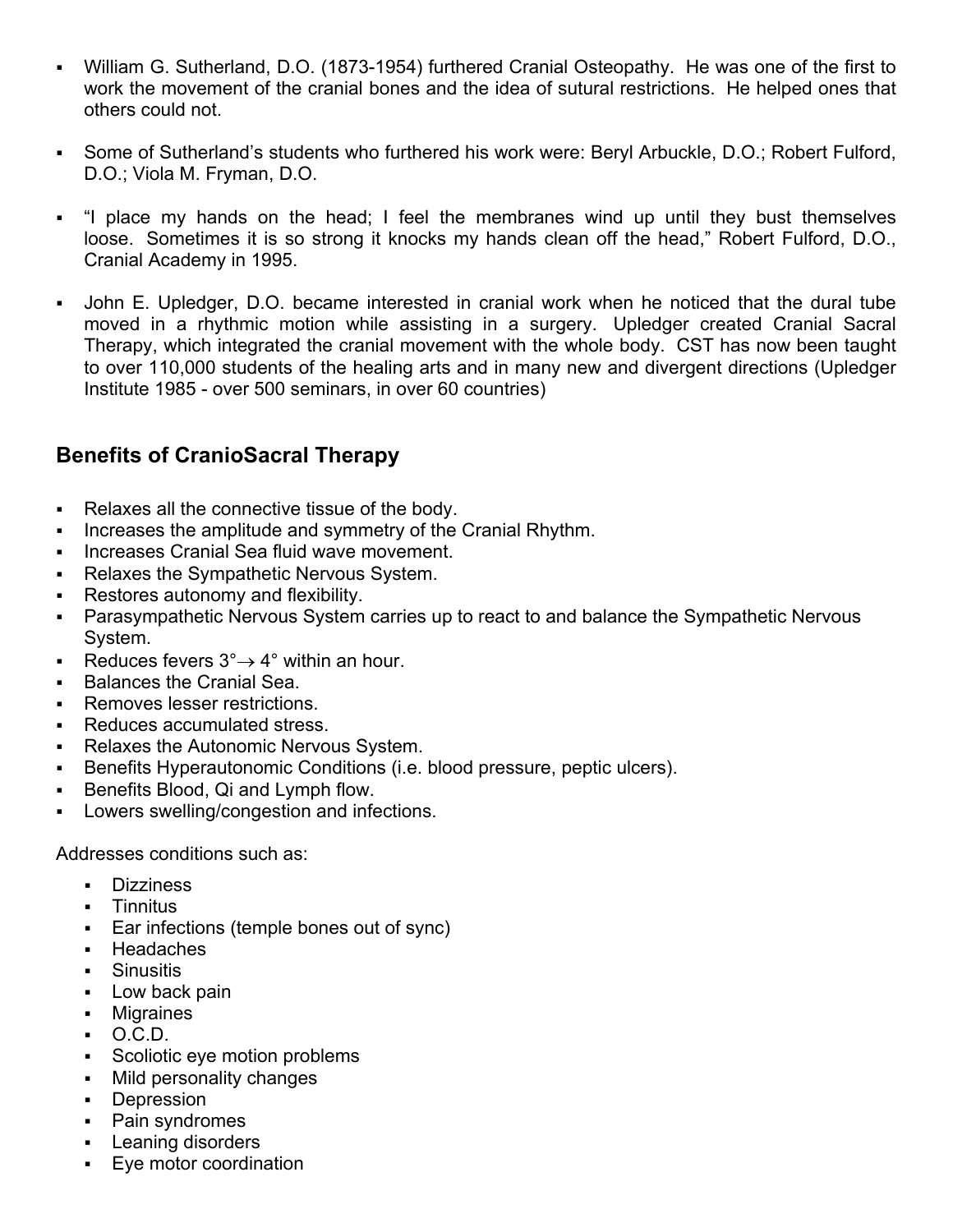- William G. Sutherland, D.O. (1873-1954) furthered Cranial Osteopathy. He was one of the first to work the movement of the cranial bones and the idea of sutural restrictions. He helped ones that others could not.

- Some of Sutherland's students who furthered his work were: Beryl Arbuckle, D.O.; Robert Fulford, D.O.; Viola M. Fryman, D.O.

- "I place my hands on the head; I feel the membranes wind up until they bust themselves loose. Sometimes it is so strong it knocks my hands clean off the head," Robert Fulford, D.O., Cranial Academy in 1995.

- John E. Upledger, D.O. became interested in cranial work when he noticed that the dural tube moved in a rhythmic motion while assisting in a surgery. Upledger created Cranial Sacral Therapy, which integrated the cranial movement with the whole body. CST has now been taught to over 110,000 students of the healing arts and in many new and divergent directions (Upledger Institute 1985 - over 500 seminars, in over 60 countries)

## Benefits of CranioSacral Therapy

- Relaxes all the connective tissue of the body.
- Increases the amplitude and symmetry of the Cranial Rhythm.
- Increases Cranial Sea fluid wave movement.
- Relaxes the Sympathetic Nervous System.
- Restores autonomy and flexibility.
- Parasympathetic Nervous System carries up to react to and balance the Sympathetic Nervous System.
- Reduces fevers $3° \rightarrow 4°$ within an hour.
- Balances the Cranial Sea.
- Removes lesser restrictions.
- Reduces accumulated stress.
- Relaxes the Autonomic Nervous System.
- Benefits Hyperautonomic Conditions (i.e. blood pressure, peptic ulcers).
- Benefits Blood, Qi and Lymph flow.
- Lowers swelling/congestion and infections.

Addresses conditions such as:

- Dizziness
- Tinnitus
- Ear infections (temple bones out of sync)
- Headaches
- Sinusitis
- Low back pain
- Migraines
- O.C.D.
- Scoliotic eye motion problems
- Mild personality changes
- Depression
- Pain syndromes
- Leaning disorders
- Eye motor coordination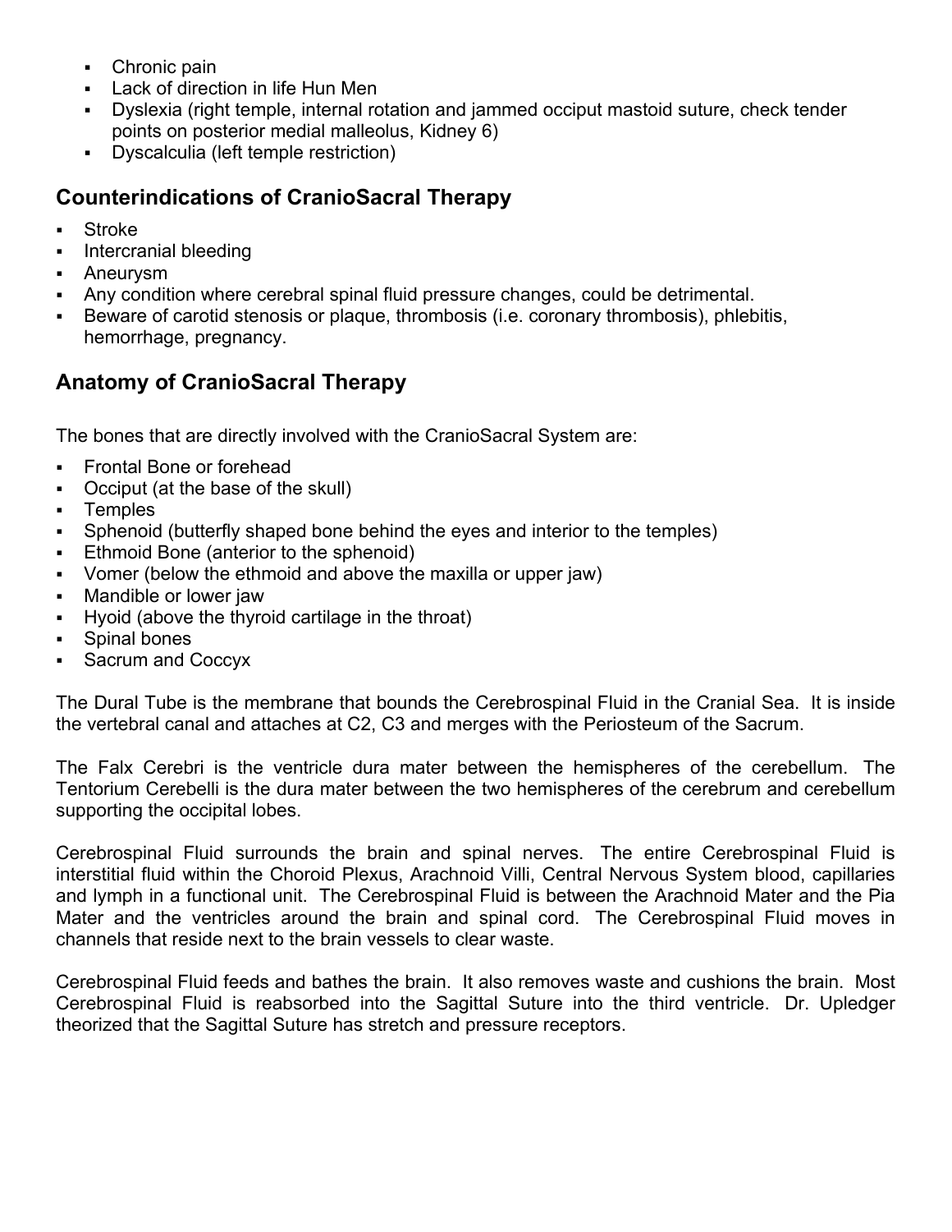- Chronic pain
- Lack of direction in life Hun Men
- Dyslexia (right temple, internal rotation and jammed occiput mastoid suture, check tender points on posterior medial malleolus, Kidney 6)
- Dyscalculia (left temple restriction)

## Counterindications of CranioSacral Therapy

- Stroke
- Intercranial bleeding
- Aneurysm
- Any condition where cerebral spinal fluid pressure changes, could be detrimental.
- Beware of carotid stenosis or plaque, thrombosis (i.e. coronary thrombosis), phlebitis, hemorrhage, pregnancy.

## Anatomy of CranioSacral Therapy

The bones that are directly involved with the CranioSacral System are:

- Frontal Bone or forehead
- Occiput (at the base of the skull)
- Temples
- Sphenoid (butterfly shaped bone behind the eyes and interior to the temples)
- Ethmoid Bone (anterior to the sphenoid)
- Vomer (below the ethmoid and above the maxilla or upper jaw)
- Mandible or lower jaw
- Hyoid (above the thyroid cartilage in the throat)
- Spinal bones
- Sacrum and Coccyx

The Dural Tube is the membrane that bounds the Cerebrospinal Fluid in the Cranial Sea. It is inside the vertebral canal and attaches at C2, C3 and merges with the Periosteum of the Sacrum.

The Falx Cerebri is the ventricle dura mater between the hemispheres of the cerebellum. The Tentorium Cerebelli is the dura mater between the two hemispheres of the cerebrum and cerebellum supporting the occipital lobes.

Cerebrospinal Fluid surrounds the brain and spinal nerves. The entire Cerebrospinal Fluid is interstitial fluid within the Choroid Plexus, Arachnoid Villi, Central Nervous System blood, capillaries and lymph in a functional unit. The Cerebrospinal Fluid is between the Arachnoid Mater and the Pia Mater and the ventricles around the brain and spinal cord. The Cerebrospinal Fluid moves in channels that reside next to the brain vessels to clear waste.

Cerebrospinal Fluid feeds and bathes the brain. It also removes waste and cushions the brain. Most Cerebrospinal Fluid is reabsorbed into the Sagittal Suture into the third ventricle. Dr. Upledger theorized that the Sagittal Suture has stretch and pressure receptors.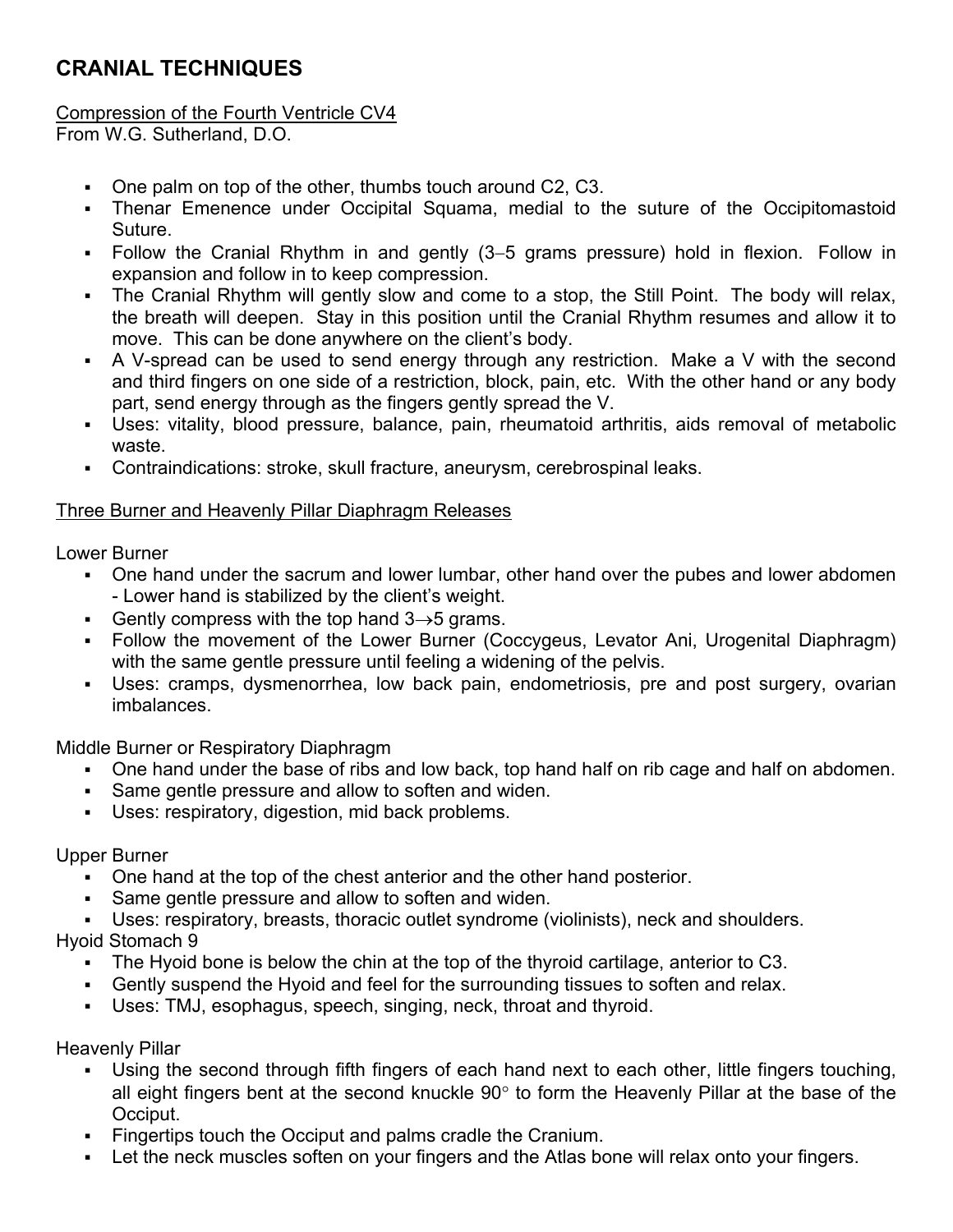# CRANIAL TECHNIQUES

Compression of the Fourth Ventricle CV4
From W.G. Sutherland, D.O.

- One palm on top of the other, thumbs touch around C2, C3.
- Thenar Emenence under Occipital Squama, medial to the suture of the Occipitomastoid Suture.
- Follow the Cranial Rhythm in and gently (3–5 grams pressure) hold in flexion. Follow in expansion and follow in to keep compression.
- The Cranial Rhythm will gently slow and come to a stop, the Still Point. The body will relax, the breath will deepen. Stay in this position until the Cranial Rhythm resumes and allow it to move. This can be done anywhere on the client's body.
- A V-spread can be used to send energy through any restriction. Make a V with the second and third fingers on one side of a restriction, block, pain, etc. With the other hand or any body part, send energy through as the fingers gently spread the V.
- Uses: vitality, blood pressure, balance, pain, rheumatoid arthritis, aids removal of metabolic waste.
- Contraindications: stroke, skull fracture, aneurysm, cerebrospinal leaks.

Three Burner and Heavenly Pillar Diaphragm Releases

Lower Burner
- One hand under the sacrum and lower lumbar, other hand over the pubes and lower abdomen - Lower hand is stabilized by the client's weight.
- Gently compress with the top hand 3→5 grams.
- Follow the movement of the Lower Burner (Coccygeus, Levator Ani, Urogenital Diaphragm) with the same gentle pressure until feeling a widening of the pelvis.
- Uses: cramps, dysmenorrhea, low back pain, endometriosis, pre and post surgery, ovarian imbalances.

Middle Burner or Respiratory Diaphragm
- One hand under the base of ribs and low back, top hand half on rib cage and half on abdomen.
- Same gentle pressure and allow to soften and widen.
- Uses: respiratory, digestion, mid back problems.

Upper Burner
- One hand at the top of the chest anterior and the other hand posterior.
- Same gentle pressure and allow to soften and widen.
- Uses: respiratory, breasts, thoracic outlet syndrome (violinists), neck and shoulders.

Hyoid Stomach 9
- The Hyoid bone is below the chin at the top of the thyroid cartilage, anterior to C3.
- Gently suspend the Hyoid and feel for the surrounding tissues to soften and relax.
- Uses: TMJ, esophagus, speech, singing, neck, throat and thyroid.

Heavenly Pillar
- Using the second through fifth fingers of each hand next to each other, little fingers touching, all eight fingers bent at the second knuckle 90° to form the Heavenly Pillar at the base of the Occiput.
- Fingertips touch the Occiput and palms cradle the Cranium.
- Let the neck muscles soften on your fingers and the Atlas bone will relax onto your fingers.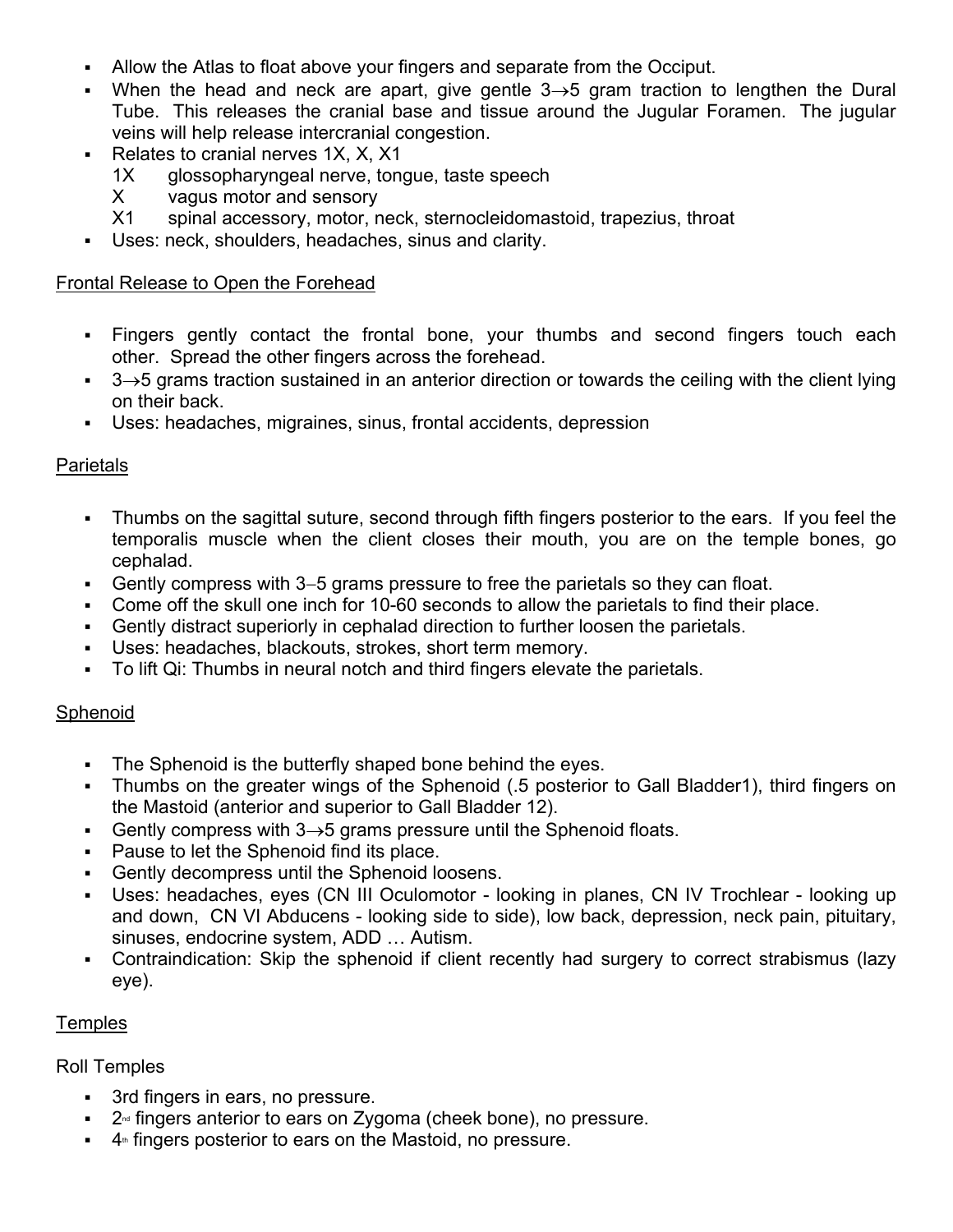- Allow the Atlas to float above your fingers and separate from the Occiput.
- When the head and neck are apart, give gentle 3→5 gram traction to lengthen the Dural Tube. This releases the cranial base and tissue around the Jugular Foramen. The jugular veins will help release intercranial congestion.
- Relates to cranial nerves 1X, X, X1
  1X glossopharyngeal nerve, tongue, taste speech
  X vagus motor and sensory
  X1 spinal accessory, motor, neck, sternocleidomastoid, trapezius, throat
- Uses: neck, shoulders, headaches, sinus and clarity.

<u>Frontal Release to Open the Forehead</u>

- Fingers gently contact the frontal bone, your thumbs and second fingers touch each other. Spread the other fingers across the forehead.
- 3→5 grams traction sustained in an anterior direction or towards the ceiling with the client lying on their back.
- Uses: headaches, migraines, sinus, frontal accidents, depression

<u>Parietals</u>

- Thumbs on the sagittal suture, second through fifth fingers posterior to the ears. If you feel the temporalis muscle when the client closes their mouth, you are on the temple bones, go cephalad.
- Gently compress with 3–5 grams pressure to free the parietals so they can float.
- Come off the skull one inch for 10-60 seconds to allow the parietals to find their place.
- Gently distract superiorly in cephalad direction to further loosen the parietals.
- Uses: headaches, blackouts, strokes, short term memory.
- To lift Qi: Thumbs in neural notch and third fingers elevate the parietals.

<u>Sphenoid</u>

- The Sphenoid is the butterfly shaped bone behind the eyes.
- Thumbs on the greater wings of the Sphenoid (.5 posterior to Gall Bladder1), third fingers on the Mastoid (anterior and superior to Gall Bladder 12).
- Gently compress with 3→5 grams pressure until the Sphenoid floats.
- Pause to let the Sphenoid find its place.
- Gently decompress until the Sphenoid loosens.
- Uses: headaches, eyes (CN III Oculomotor - looking in planes, CN IV Trochlear - looking up and down, CN VI Abducens - looking side to side), low back, depression, neck pain, pituitary, sinuses, endocrine system, ADD … Autism.
- Contraindication: Skip the sphenoid if client recently had surgery to correct strabismus (lazy eye).

<u>Temples</u>

Roll Temples

- 3rd fingers in ears, no pressure.
- 2nd fingers anterior to ears on Zygoma (cheek bone), no pressure.
- 4th fingers posterior to ears on the Mastoid, no pressure.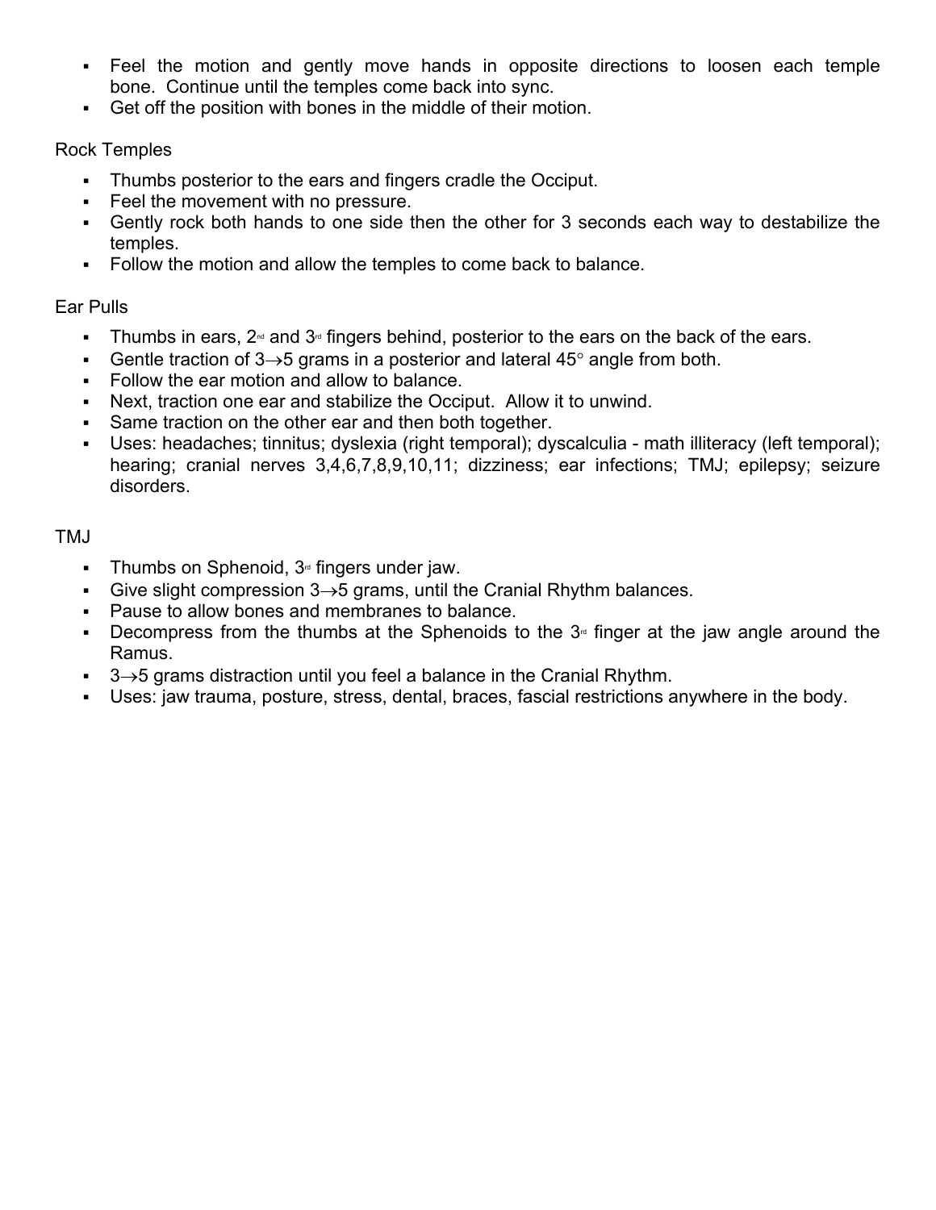- Feel the motion and gently move hands in opposite directions to loosen each temple bone. Continue until the temples come back into sync.
- Get off the position with bones in the middle of their motion.

Rock Temples

- Thumbs posterior to the ears and fingers cradle the Occiput.
- Feel the movement with no pressure.
- Gently rock both hands to one side then the other for 3 seconds each way to destabilize the temples.
- Follow the motion and allow the temples to come back to balance.

Ear Pulls

- Thumbs in ears, 2nd and 3rd fingers behind, posterior to the ears on the back of the ears.
- Gentle traction of 3→5 grams in a posterior and lateral 45° angle from both.
- Follow the ear motion and allow to balance.
- Next, traction one ear and stabilize the Occiput. Allow it to unwind.
- Same traction on the other ear and then both together.
- Uses: headaches; tinnitus; dyslexia (right temporal); dyscalculia - math illiteracy (left temporal); hearing; cranial nerves 3,4,6,7,8,9,10,11; dizziness; ear infections; TMJ; epilepsy; seizure disorders.

TMJ

- Thumbs on Sphenoid, 3rd fingers under jaw.
- Give slight compression 3→5 grams, until the Cranial Rhythm balances.
- Pause to allow bones and membranes to balance.
- Decompress from the thumbs at the Sphenoids to the 3rd finger at the jaw angle around the Ramus.
- 3→5 grams distraction until you feel a balance in the Cranial Rhythm.
- Uses: jaw trauma, posture, stress, dental, braces, fascial restrictions anywhere in the body.